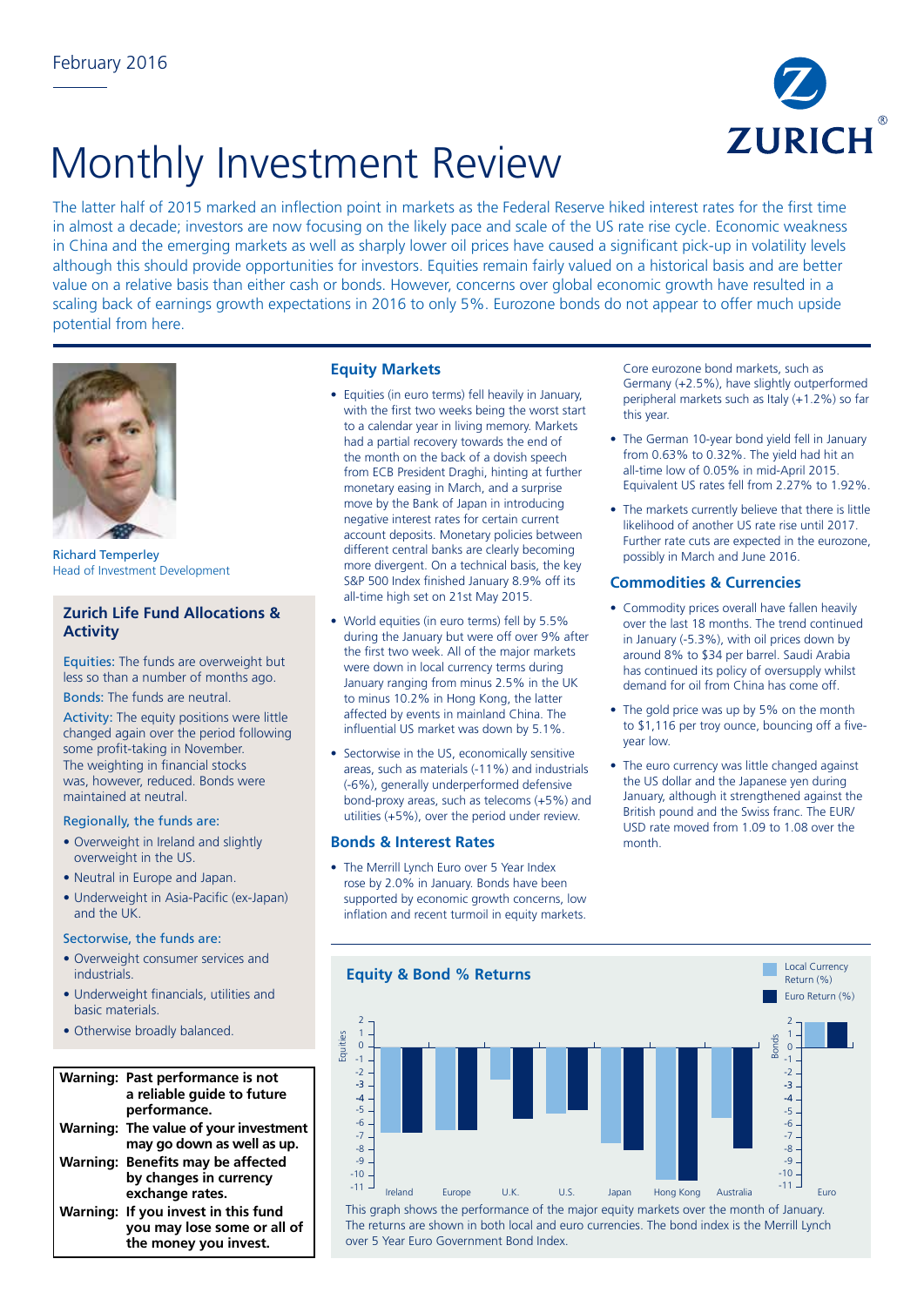February 2016

# Monthly Investment Review

The latter half of 2015 marked an inflection point in markets as the Federal Reserve hiked interest rates for the first time in almost a decade; investors are now focusing on the likely pace and scale of the US rate rise cycle. Economic weakness in China and the emerging markets as well as sharply lower oil prices have caused a significant pick-up in volatility levels although this should provide opportunities for investors. Equities remain fairly valued on a historical basis and are better value on a relative basis than either cash or bonds. However, concerns over global economic growth have resulted in a scaling back of earnings growth expectations in 2016 to only 5%. Eurozone bonds do not appear to offer much upside potential from here.

Richard Temperley
Head of Investment Development

## Zurich Life Fund Allocations & Activity

Equities: The funds are overweight but less so than a number of months ago.

Bonds: The funds are neutral.

Activity: The equity positions were little changed over the period following some profit-taking in November. The weighting in financial stocks was, however, reduced. Bonds were maintained at neutral.

Regionally, the funds are:

- Overweight in Ireland and slightly overweight in the US.
- Neutral in Europe and Japan.
- Underweight in Asia-Pacific (ex-Japan) and the UK.

Sectorwise, the funds are:

- Overweight consumer services and industrials.
- Underweight financials, utilities and basic materials.
- Otherwise broadly balanced.

| | |
|---|---|
| **Warning:** | **Past performance is not a reliable guide to future performance.** |
| **Warning:** | **The value of your investment may go down as well as up.** |
| **Warning:** | **Benefits may be affected by changes in currency exchange rates.** |
| **Warning:** | **If you invest in this fund you may lose some or all of the money you invest.** |

## Equity Markets

- Equities (in euro terms) fell heavily in January, with the first two weeks being the worst start to a calendar year in living memory. Markets had a partial recovery towards the end of the month on the back of a dovish speech from ECB President Draghi, hinting at further monetary easing in March, and a surprise move by the Bank of Japan in introducing negative interest rates for certain current account deposits. Monetary policies between different central banks are clearly becoming more divergent. On a technical basis, the key S&P 500 Index finished January 8.9% off its all-time high set on 21st May 2015.
- World equities (in euro terms) fell by 5.5% during the January but were off over 9% after the first two week. All of the major markets were down in local currency terms during January ranging from minus 2.5% in the UK to minus 10.2% in Hong Kong, the latter affected by events in mainland China. The influential US market was down by 5.1%.
- Sectorwise in the US, economically sensitive areas, such as materials (-11%) and industrials (-6%), generally underperformed defensive bond-proxy areas, such as telecoms (+5%) and utilities (+5%), over the period under review.

## Bonds & Interest Rates

- The Merrill Lynch Euro over 5 Year Index rose by 2.0% in January. Bonds have been supported by economic growth concerns, low inflation and recent turmoil in equity markets. Core eurozone bond markets, such as Germany (+2.5%), have slightly outperformed peripheral markets such as Italy (+1.2%) so far this year.
- The German 10-year bond yield fell in January from 0.63% to 0.32%. The yield had hit an all-time low of 0.05% in mid-April 2015. Equivalent US rates fell from 2.27% to 1.92%.
- The markets currently believe that there is little likelihood of another US rate rise until 2017. Further rate cuts are expected in the eurozone, possibly in March and June 2016.

## Commodities & Currencies

- Commodity prices overall have fallen heavily over the last 18 months. The trend continued in January (-5.3%), with oil prices down by around 8% to $34 per barrel. Saudi Arabia has continued its policy of oversupply whilst demand for oil from China has come off.
- The gold price was up by 5% on the month to $1,116 per troy ounce, bouncing off a five-year low.
- The euro currency was little changed against the US dollar and the Japanese yen during January, although it strengthened against the British pound and the Swiss franc. The EUR/USD rate moved from 1.09 to 1.08 over the month.

## Equity & Bond % Returns

This graph shows the performance of the major equity markets over the month of January. The returns are shown in both local and euro currencies. The bond index is the Merrill Lynch over 5 Year Euro Government Bond Index.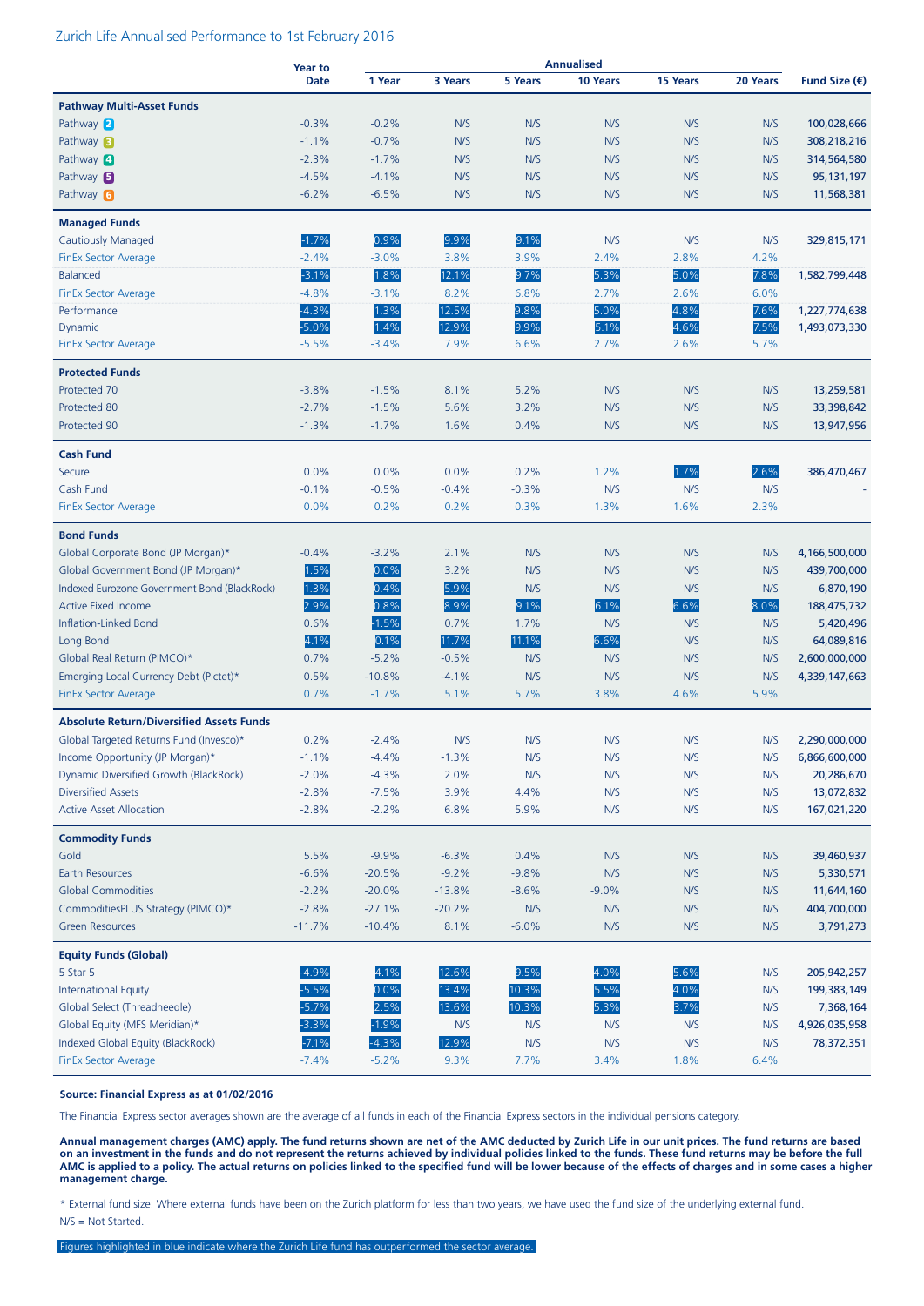Zurich Life Annualised Performance to 1st February 2016

| | Year to Date | Annualised | | | | | | Fund Size (€) |
|---|---|---|---|---|---|---|---|---|
| | | 1 Year | 3 Years | 5 Years | 10 Years | 15 Years | 20 Years | |
| **Pathway Multi-Asset Funds** | | | | | | | | |
| Pathway 2 | -0.3% | -0.2% | N/S | N/S | N/S | N/S | N/S | 100,028,666 |
| Pathway 3 | -1.1% | -0.7% | N/S | N/S | N/S | N/S | N/S | 308,218,216 |
| Pathway 4 | -2.3% | -1.7% | N/S | N/S | N/S | N/S | N/S | 314,564,580 |
| Pathway 5 | -4.5% | -4.1% | N/S | N/S | N/S | N/S | N/S | 95,131,197 |
| Pathway 6 | -6.2% | -6.5% | N/S | N/S | N/S | N/S | N/S | 11,568,381 |
| **Managed Funds** | | | | | | | | |
| Cautiously Managed | -1.7% | 0.9% | 9.9% | 9.1% | N/S | N/S | N/S | 329,815,171 |
| FinEx Sector Average | -2.4% | -3.0% | 3.8% | 3.9% | 2.4% | 2.8% | 4.2% | |
| Balanced | -3.1% | 1.8% | 12.1% | 9.7% | 5.3% | 5.0% | 7.8% | 1,582,799,448 |
| FinEx Sector Average | -4.8% | -3.1% | 8.2% | 6.8% | 2.7% | 2.6% | 6.0% | |
| Performance | -4.3% | 1.3% | 12.5% | 9.8% | 5.0% | 4.8% | 7.6% | 1,227,774,638 |
| Dynamic | -5.0% | 1.4% | 12.9% | 9.9% | 5.1% | 4.6% | 7.5% | 1,493,073,330 |
| FinEx Sector Average | -5.5% | -3.4% | 7.9% | 6.6% | 2.7% | 2.6% | 5.7% | |
| **Protected Funds** | | | | | | | | |
| Protected 70 | -3.8% | -1.5% | 8.1% | 5.2% | N/S | N/S | N/S | 13,259,581 |
| Protected 80 | -2.7% | -1.5% | 5.6% | 3.2% | N/S | N/S | N/S | 33,398,842 |
| Protected 90 | -1.3% | -1.7% | 1.6% | 0.4% | N/S | N/S | N/S | 13,947,956 |
| **Cash Fund** | | | | | | | | |
| Secure | 0.0% | 0.0% | 0.0% | 0.2% | 1.2% | 1.7% | 2.6% | 386,470,467 |
| Cash Fund | -0.1% | -0.5% | -0.4% | -0.3% | N/S | N/S | N/S | - |
| FinEx Sector Average | 0.0% | 0.2% | 0.2% | 0.3% | 1.3% | 1.6% | 2.3% | |
| **Bond Funds** | | | | | | | | |
| Global Corporate Bond (JP Morgan)* | -0.4% | -3.2% | 2.1% | N/S | N/S | N/S | N/S | 4,166,500,000 |
| Global Government Bond (JP Morgan)* | 1.5% | 0.0% | 3.2% | N/S | N/S | N/S | N/S | 439,700,000 |
| Indexed Eurozone Government Bond (BlackRock) | 1.3% | 0.4% | 5.9% | N/S | N/S | N/S | N/S | 6,870,190 |
| Active Fixed Income | 2.9% | 0.8% | 8.9% | 9.1% | 6.1% | 6.6% | 8.0% | 188,475,732 |
| Inflation-Linked Bond | 0.6% | -1.5% | 0.7% | 1.7% | N/S | N/S | N/S | 5,420,496 |
| Long Bond | 4.1% | 0.1% | 11.7% | 11.1% | 6.6% | N/S | N/S | 64,089,816 |
| Global Real Return (PIMCO)* | 0.7% | -5.2% | -0.5% | N/S | N/S | N/S | N/S | 2,600,000,000 |
| Emerging Local Currency Debt (Pictet)* | 0.5% | -10.8% | -4.1% | N/S | N/S | N/S | N/S | 4,339,147,663 |
| FinEx Sector Average | 0.7% | -1.7% | 5.1% | 5.7% | 3.8% | 4.6% | 5.9% | |
| **Absolute Return/Diversified Assets Funds** | | | | | | | | |
| Global Targeted Returns Fund (Invesco)* | 0.2% | -2.4% | N/S | N/S | N/S | N/S | N/S | 2,290,000,000 |
| Income Opportunity (JP Morgan)* | -1.1% | -4.4% | -1.3% | N/S | N/S | N/S | N/S | 6,866,600,000 |
| Dynamic Diversified Growth (BlackRock) | -2.0% | -4.3% | 2.0% | N/S | N/S | N/S | N/S | 20,286,670 |
| Diversified Assets | -2.8% | -7.5% | 3.9% | 4.4% | N/S | N/S | N/S | 13,072,832 |
| Active Asset Allocation | -2.8% | -2.2% | 6.8% | 5.9% | N/S | N/S | N/S | 167,021,220 |
| **Commodity Funds** | | | | | | | | |
| Gold | 5.5% | -9.9% | -6.3% | 0.4% | N/S | N/S | N/S | 39,460,937 |
| Earth Resources | -6.6% | -20.5% | -9.2% | -9.8% | N/S | N/S | N/S | 5,330,571 |
| Global Commodities | -2.2% | -20.0% | -13.8% | -8.6% | -9.0% | N/S | N/S | 11,644,160 |
| CommoditiesPLUS Strategy (PIMCO)* | -2.8% | -27.1% | -20.2% | N/S | N/S | N/S | N/S | 404,700,000 |
| Green Resources | -11.7% | -10.4% | 8.1% | -6.0% | N/S | N/S | N/S | 3,791,273 |
| **Equity Funds (Global)** | | | | | | | | |
| 5 Star 5 | -4.9% | 4.1% | 12.6% | 9.5% | 4.0% | 5.6% | N/S | 205,942,257 |
| International Equity | -5.5% | 0.0% | 13.4% | 10.3% | 5.5% | 4.0% | N/S | 199,383,149 |
| Global Select (Threadneedle) | -5.7% | 2.5% | 13.6% | 10.3% | 5.3% | 3.7% | N/S | 7,368,164 |
| Global Equity (MFS Meridian)* | -3.3% | -1.9% | N/S | N/S | N/S | N/S | N/S | 4,926,035,958 |
| Indexed Global Equity (BlackRock) | -7.1% | -4.3% | 12.9% | N/S | N/S | N/S | N/S | 78,372,351 |
| FinEx Sector Average | -7.4% | -5.2% | 9.3% | 7.7% | 3.4% | 1.8% | 6.4% | |

**Source: Financial Express as at 01/02/2016**

The Financial Express sector averages shown are the average of all funds in each of the Financial Express sectors in the individual pensions category.

**Annual management charges (AMC) apply. The fund returns shown are net of the AMC deducted by Zurich Life in our unit prices. The fund returns are based on an investment in the funds and do not represent the returns achieved by individual policies linked to the funds. These fund returns may be before the full AMC is applied to a policy. The actual returns on policies linked to the specified fund will be lower because of the effects of charges and in some cases a higher management charge.**

* External fund size: Where external funds have been on the Zurich platform for less than two years, we have used the fund size of the underlying external fund.

N/S = Not Started.

Figures highlighted in blue indicate where the Zurich Life fund has outperformed the sector average.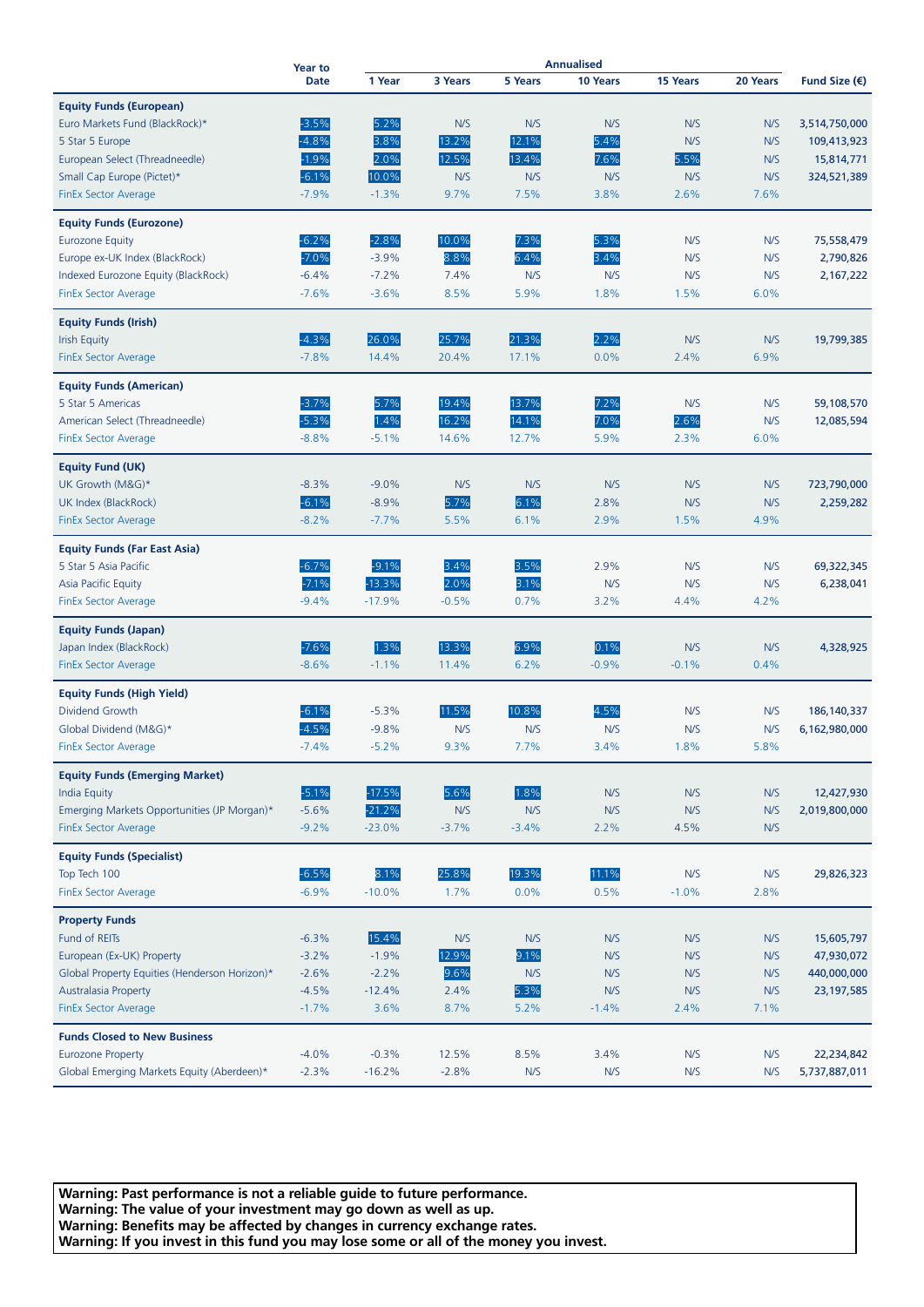| | Year to Date | Annualised | | | | | | Fund Size (€) |
|---|---|---|---|---|---|---|---|---|
| | | 1 Year | 3 Years | 5 Years | 10 Years | 15 Years | 20 Years | |
| **Equity Funds (European)** | | | | | | | | |
| Euro Markets Fund (BlackRock)* | -3.5% | 5.2% | N/S | N/S | N/S | N/S | N/S | 3,514,750,000 |
| 5 Star 5 Europe | -4.8% | 3.8% | 13.2% | 12.1% | 5.4% | N/S | N/S | 109,413,923 |
| European Select (Threadneedle) | -1.9% | 2.0% | 12.5% | 13.4% | 7.6% | 5.5% | N/S | 15,814,771 |
| Small Cap Europe (Pictet)* | -6.1% | 10.0% | N/S | N/S | N/S | N/S | N/S | 324,521,389 |
| FinEx Sector Average | -7.9% | -1.3% | 9.7% | 7.5% | 3.8% | 2.6% | 7.6% | |
| **Equity Funds (Eurozone)** | | | | | | | | |
| Eurozone Equity | -6.2% | -2.8% | 10.0% | 7.3% | 5.3% | N/S | N/S | 75,558,479 |
| Europe ex-UK Index (BlackRock) | -7.0% | -3.9% | 8.8% | 6.4% | 3.4% | N/S | N/S | 2,790,826 |
| Indexed Eurozone Equity (BlackRock) | -6.4% | -7.2% | 7.4% | N/S | N/S | N/S | N/S | 2,167,222 |
| FinEx Sector Average | -7.6% | -3.6% | 8.5% | 5.9% | 1.8% | 1.5% | 6.0% | |
| **Equity Funds (Irish)** | | | | | | | | |
| Irish Equity | -4.3% | 26.0% | 25.7% | 21.3% | 2.2% | N/S | N/S | 19,799,385 |
| FinEx Sector Average | -7.8% | 14.4% | 20.4% | 17.1% | 0.0% | 2.4% | 6.9% | |
| **Equity Funds (American)** | | | | | | | | |
| 5 Star 5 Americas | -3.7% | 5.7% | 19.4% | 13.7% | 7.2% | N/S | N/S | 59,108,570 |
| American Select (Threadneedle) | -5.3% | 1.4% | 16.2% | 14.1% | 7.0% | 2.6% | N/S | 12,085,594 |
| FinEx Sector Average | -8.8% | -5.1% | 14.6% | 12.7% | 5.9% | 2.3% | 6.0% | |
| **Equity Fund (UK)** | | | | | | | | |
| UK Growth (M&G)* | -8.3% | -9.0% | N/S | N/S | N/S | N/S | N/S | 723,790,000 |
| UK Index (BlackRock) | -6.1% | -8.9% | 5.7% | 6.1% | 2.8% | N/S | N/S | 2,259,282 |
| FinEx Sector Average | -8.2% | -7.7% | 5.5% | 6.1% | 2.9% | 1.5% | 4.9% | |
| **Equity Funds (Far East Asia)** | | | | | | | | |
| 5 Star 5 Asia Pacific | -6.7% | -9.1% | 3.4% | 3.5% | 2.9% | N/S | N/S | 69,322,345 |
| Asia Pacific Equity | -7.1% | -13.3% | 2.0% | 3.1% | N/S | N/S | N/S | 6,238,041 |
| FinEx Sector Average | -9.4% | -17.9% | -0.5% | 0.7% | 3.2% | 4.4% | 4.2% | |
| **Equity Funds (Japan)** | | | | | | | | |
| Japan Index (BlackRock) | -7.6% | 1.3% | 13.3% | 6.9% | 0.1% | N/S | N/S | 4,328,925 |
| FinEx Sector Average | -8.6% | -1.1% | 11.4% | 6.2% | -0.9% | -0.1% | 0.4% | |
| **Equity Funds (High Yield)** | | | | | | | | |
| Dividend Growth | -6.1% | -5.3% | 11.5% | 10.8% | 4.5% | N/S | N/S | 186,140,337 |
| Global Dividend (M&G)* | -4.5% | -9.8% | N/S | N/S | N/S | N/S | N/S | 6,162,980,000 |
| FinEx Sector Average | -7.4% | -5.2% | 9.3% | 7.7% | 3.4% | 1.8% | 5.8% | |
| **Equity Funds (Emerging Market)** | | | | | | | | |
| India Equity | -5.1% | -17.5% | 5.6% | 1.8% | N/S | N/S | N/S | 12,427,930 |
| Emerging Markets Opportunities (JP Morgan)* | -5.6% | -21.2% | N/S | N/S | N/S | N/S | N/S | 2,019,800,000 |
| FinEx Sector Average | -9.2% | -23.0% | -3.7% | -3.4% | 2.2% | 4.5% | N/S | |
| **Equity Funds (Specialist)** | | | | | | | | |
| Top Tech 100 | -6.5% | 8.1% | 25.8% | 19.3% | 11.1% | N/S | N/S | 29,826,323 |
| FinEx Sector Average | -6.9% | -10.0% | 1.7% | 0.0% | 0.5% | -1.0% | 2.8% | |
| **Property Funds** | | | | | | | | |
| Fund of REITs | -6.3% | 15.4% | N/S | N/S | N/S | N/S | N/S | 15,605,797 |
| European (Ex-UK) Property | -3.2% | -1.9% | 12.9% | 9.1% | N/S | N/S | N/S | 47,930,072 |
| Global Property Equities (Henderson Horizon)* | -2.6% | -2.2% | 9.6% | N/S | N/S | N/S | N/S | 440,000,000 |
| Australasia Property | -4.5% | -12.4% | 2.4% | 5.3% | N/S | N/S | N/S | 23,197,585 |
| FinEx Sector Average | -1.7% | 3.6% | 8.7% | 5.2% | -1.4% | 2.4% | 7.1% | |
| **Funds Closed to New Business** | | | | | | | | |
| Eurozone Property | -4.0% | -0.3% | 12.5% | 8.5% | 3.4% | N/S | N/S | 22,234,842 |
| Global Emerging Markets Equity (Aberdeen)* | -2.3% | -16.2% | -2.8% | N/S | N/S | N/S | N/S | 5,737,887,011 |

**Warning: Past performance is not a reliable guide to future performance.**
**Warning: The value of your investment may go down as well as up.**
**Warning: Benefits may be affected by changes in currency exchange rates.**
**Warning: If you invest in this fund you may lose some or all of the money you invest.**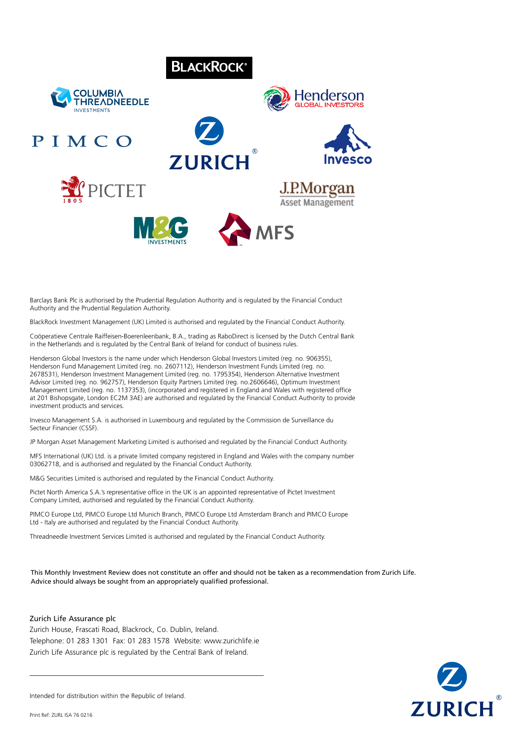Barclays Bank Plc is authorised by the Prudential Regulation Authority and is regulated by the Financial Conduct Authority and the Prudential Regulation Authority.

BlackRock Investment Management (UK) Limited is authorised and regulated by the Financial Conduct Authority.

Coöperatieve Centrale Raiffeisen-Boerenleenbank, B.A., trading as RaboDirect is licensed by the Dutch Central Bank in the Netherlands and is regulated by the Central Bank of Ireland for conduct of business rules.

Henderson Global Investors is the name under which Henderson Global Investors Limited (reg. no. 906355), Henderson Fund Management Limited (reg. no. 2607112), Henderson Investment Funds Limited (reg. no. 2678531), Henderson Investment Management Limited (reg. no. 1795354), Henderson Alternative Investment Advisor Limited (reg. no. 962757), Henderson Equity Partners Limited (reg. no.2606646), Optimum Investment Management Limited (reg. no. 1137353), (incorporated and registered in England and Wales with registered office at 201 Bishopsgate, London EC2M 3AE) are authorised and regulated by the Financial Conduct Authority to provide investment products and services.

Invesco Management S.A. is authorised in Luxembourg and regulated by the Commission de Surveillance du Secteur Financier (CSSF).

JP Morgan Asset Management Marketing Limited is authorised and regulated by the Financial Conduct Authority.

MFS International (UK) Ltd. is a private limited company registered in England and Wales with the company number 03062718, and is authorised and regulated by the Financial Conduct Authority.

M&G Securities Limited is authorised and regulated by the Financial Conduct Authority.

Pictet North America S.A.'s representative office in the UK is an appointed representative of Pictet Investment Company Limited, authorised and regulated by the Financial Conduct Authority.

PIMCO Europe Ltd, PIMCO Europe Ltd Munich Branch, PIMCO Europe Ltd Amsterdam Branch and PIMCO Europe Ltd - Italy are authorised and regulated by the Financial Conduct Authority.

Threadneedle Investment Services Limited is authorised and regulated by the Financial Conduct Authority.

This Monthly Investment Review does not constitute an offer and should not be taken as a recommendation from Zurich Life. Advice should always be sought from an appropriately qualified professional.

Zurich Life Assurance plc
Zurich House, Frascati Road, Blackrock, Co. Dublin, Ireland.
Telephone: 01 283 1301  Fax: 01 283 1578  Website: www.zurichlife.ie
Zurich Life Assurance plc is regulated by the Central Bank of Ireland.

Intended for distribution within the Republic of Ireland.

Print Ref: ZURL ISA 76 0216